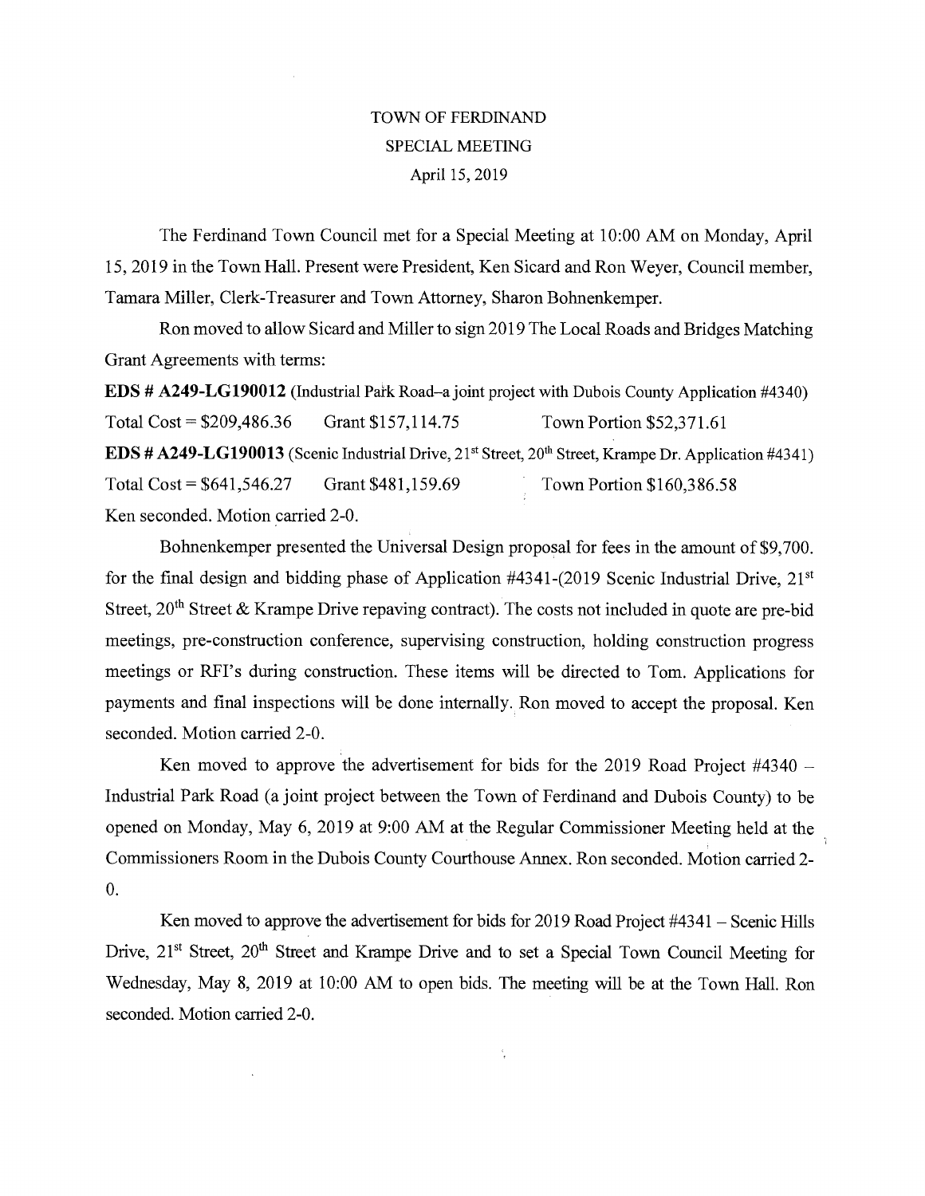# TOWN OF FERDINAND
## SPECIAL MEETING
### April 15, 2019

The Ferdinand Town Council met for a Special Meeting at 10:00 AM on Monday, April 15, 2019 in the Town Hall. Present were President, Ken Sicard and Ron Weyer, Council member, Tamara Miller, Clerk-Treasurer and Town Attorney, Sharon Bohnenkemper.

Ron moved to allow Sicard and Miller to sign 2019 The Local Roads and Bridges Matching Grant Agreements with terms:

**EDS # A249-LG190012** (Industrial Park Road–a joint project with Dubois County Application #4340)
Total Cost = $209,486.36 Grant $157,114.75 Town Portion $52,371.61

**EDS # A249-LG190013** (Scenic Industrial Drive, 21st Street, 20th Street, Krampe Dr. Application #4341)
Total Cost = $641,546.27 Grant $481,159.69 Town Portion $160,386.58

Ken seconded. Motion carried 2-0.

Bohnenkemper presented the Universal Design proposal for fees in the amount of $9,700. for the final design and bidding phase of Application #4341-(2019 Scenic Industrial Drive, 21st Street, 20th Street & Krampe Drive repaving contract). The costs not included in quote are pre-bid meetings, pre-construction conference, supervising construction, holding construction progress meetings or RFI's during construction. These items will be directed to Tom. Applications for payments and final inspections will be done internally. Ron moved to accept the proposal. Ken seconded. Motion carried 2-0.

Ken moved to approve the advertisement for bids for the 2019 Road Project #4340 – Industrial Park Road (a joint project between the Town of Ferdinand and Dubois County) to be opened on Monday, May 6, 2019 at 9:00 AM at the Regular Commissioner Meeting held at the Commissioners Room in the Dubois County Courthouse Annex. Ron seconded. Motion carried 2-0.

Ken moved to approve the advertisement for bids for 2019 Road Project #4341 – Scenic Hills Drive, 21st Street, 20th Street and Krampe Drive and to set a Special Town Council Meeting for Wednesday, May 8, 2019 at 10:00 AM to open bids. The meeting will be at the Town Hall. Ron seconded. Motion carried 2-0.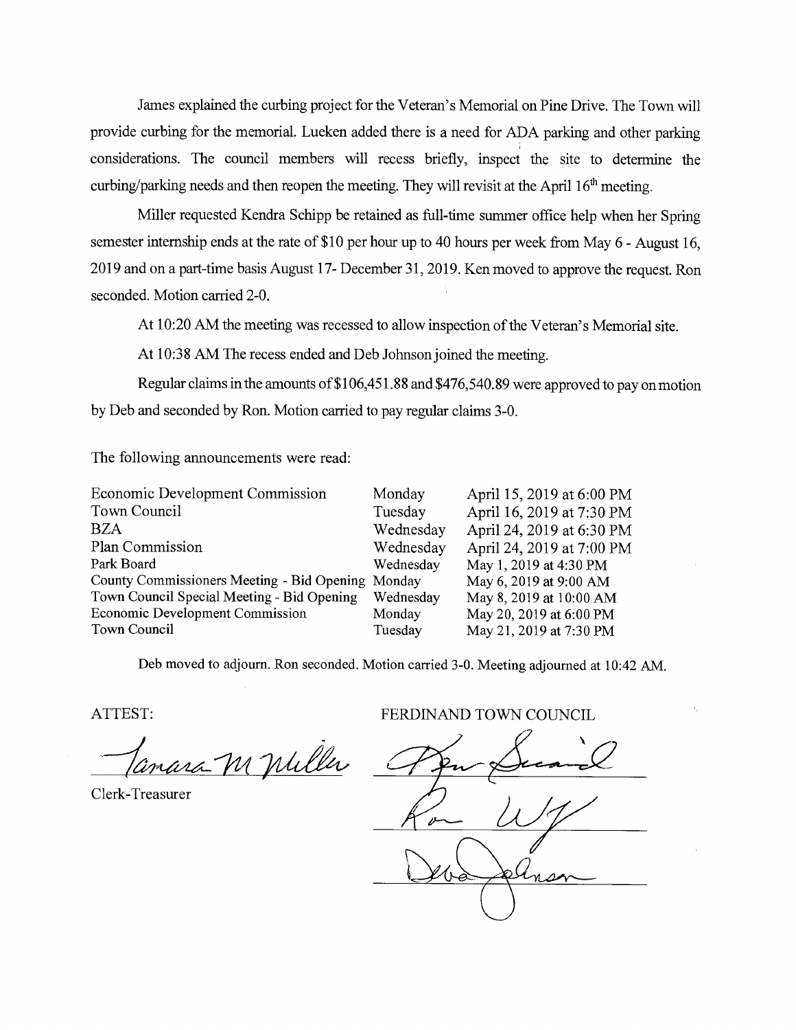James explained the curbing project for the Veteran's Memorial on Pine Drive. The Town will provide curbing for the memorial. Lueken added there is a need for ADA parking and other parking considerations. The council members will recess briefly, inspect the site to determine the curbing/parking needs and then reopen the meeting. They will revisit at the April 16th meeting.

Miller requested Kendra Schipp be retained as full-time summer office help when her Spring semester internship ends at the rate of $10 per hour up to 40 hours per week from May 6 - August 16, 2019 and on a part-time basis August 17- December 31, 2019. Ken moved to approve the request. Ron seconded. Motion carried 2-0.

At 10:20 AM the meeting was recessed to allow inspection of the Veteran's Memorial site.

At 10:38 AM The recess ended and Deb Johnson joined the meeting.

Regular claims in the amounts of $106,451.88 and $476,540.89 were approved to pay on motion by Deb and seconded by Ron. Motion carried to pay regular claims 3-0.

The following announcements were read:

| | | |
|---|---|---|
| Economic Development Commission | Monday | April 15, 2019 at 6:00 PM |
| Town Council | Tuesday | April 16, 2019 at 7:30 PM |
| BZA | Wednesday | April 24, 2019 at 6:30 PM |
| Plan Commission | Wednesday | April 24, 2019 at 7:00 PM |
| Park Board | Wednesday | May 1, 2019 at 4:30 PM |
| County Commissioners Meeting - Bid Opening | Monday | May 6, 2019 at 9:00 AM |
| Town Council Special Meeting - Bid Opening | Wednesday | May 8, 2019 at 10:00 AM |
| Economic Development Commission | Monday | May 20, 2019 at 6:00 PM |
| Town Council | Tuesday | May 21, 2019 at 7:30 PM |

Deb moved to adjourn. Ron seconded. Motion carried 3-0. Meeting adjourned at 10:42 AM.

ATTEST:

Tamara M Miller

Clerk-Treasurer

FERDINAND TOWN COUNCIL

Ken Sicard

Ron W

Deb Johnson